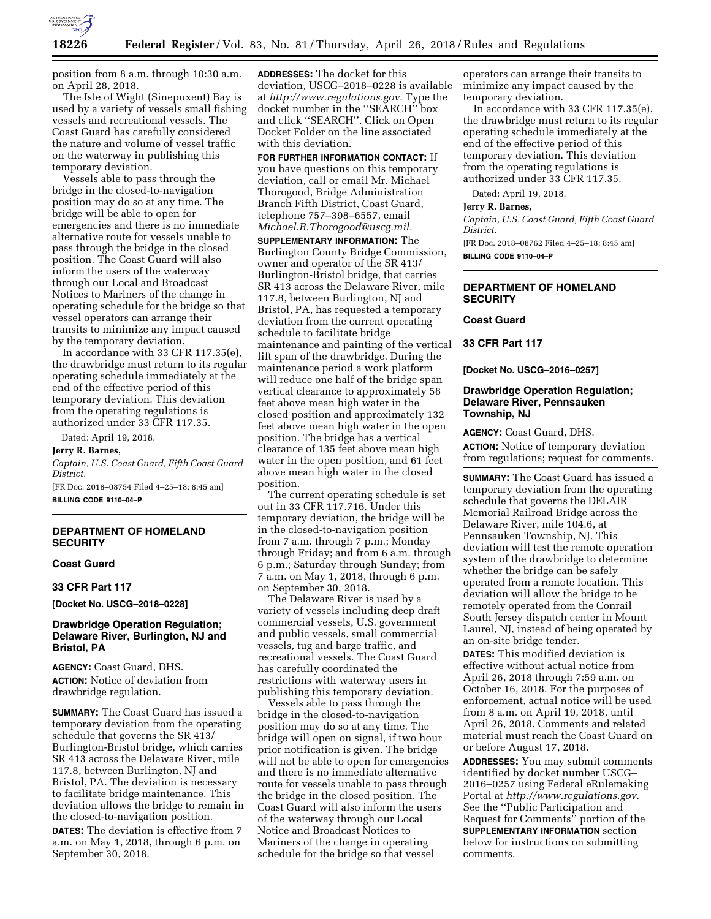position from 8 a.m. through 10:30 a.m. on April 28, 2018.

The Isle of Wight (Sinepuxent) Bay is used by a variety of vessels small fishing vessels and recreational vessels. The Coast Guard has carefully considered the nature and volume of vessel traffic on the waterway in publishing this temporary deviation.

Vessels able to pass through the bridge in the closed-navigation position may do so at any time. The bridge will be able to open for emergencies and there is no immediate alternative route for vessels unable to pass through the bridge in the closed position. The Coast Guard will also inform the users of the waterway through our Local and Broadcast Notices to Mariners of the change in operating schedule for the bridge so that vessel operators can arrange their transits to minimize any impact caused by the temporary deviation.

In accordance with 33 CFR 117.35(e), the drawbridge must return to its regular operating schedule immediately at the end of the effective period of this temporary deviation. This deviation from the operating regulations is authorized under 33 CFR 117.35.

Dated: April 19, 2018.

**Jerry R. Barnes,**

*Captain, U.S. Coast Guard, Fifth Coast Guard District.*

[FR Doc. 2018–08754 Filed 4–25–18; 8:45 am]

**BILLING CODE 9110–04–P**

## DEPARTMENT OF HOMELAND SECURITY

### Coast Guard

### 33 CFR Part 117

**[Docket No. USCG–2018–0228]**

### Drawbridge Operation Regulation; Delaware River, Burlington, NJ and Bristol, PA

**AGENCY:** Coast Guard, DHS.

**ACTION:** Notice of deviation from drawbridge regulation.

**SUMMARY:** The Coast Guard has issued a temporary deviation from the operating schedule that governs the SR 413/ Burlington-Bristol bridge, which carries SR 413 across the Delaware River, mile 117.8, between Burlington, NJ and Bristol, PA. The deviation is necessary to facilitate bridge maintenance. This deviation allows the bridge to remain in the closed-to-navigation position.

**DATES:** The deviation is effective from 7 a.m. on May 1, 2018, through 6 p.m. on September 30, 2018.

**ADDRESSES:** The docket for this deviation, USCG–2018–0228 is available at *http://www.regulations.gov.* Type the docket number in the ''SEARCH'' box and click ''SEARCH''. Click on Open Docket Folder on the line associated with this deviation.

**FOR FURTHER INFORMATION CONTACT:** If you have questions on this temporary deviation, call or email Mr. Michael Thorogood, Bridge Administration Branch Fifth District, Coast Guard, telephone 757–398–6557, email *Michael.R.Thorogood@uscg.mil.*

**SUPPLEMENTARY INFORMATION:** The Burlington County Bridge Commission, owner and operator of the SR 413/ Burlington-Bristol bridge, that carries SR 413 across the Delaware River, mile 117.8, between Burlington, NJ and Bristol, PA, has requested a temporary deviation from the current operating schedule to facilitate bridge maintenance and painting of the vertical lift span of the drawbridge. During the maintenance period a work platform will reduce one half of the bridge span vertical clearance to approximately 58 feet above mean high water in the closed position and approximately 132 feet above mean high water in the open position. The bridge has a vertical clearance of 135 feet above mean high water in the open position, and 61 feet above mean high water in the closed position.

The current operating schedule is set out in 33 CFR 117.716. Under this temporary deviation, the bridge will be in the closed-to-navigation position from 7 a.m. through 7 p.m.; Monday through Friday; and from 6 a.m. through 6 p.m.; Saturday through Sunday; from 7 a.m. on May 1, 2018, through 6 p.m. on September 30, 2018.

The Delaware River is used by a variety of vessels including deep draft commercial vessels, U.S. government and public vessels, small commercial vessels, tug and barge traffic, and recreational vessels. The Coast Guard has carefully coordinated the restrictions with waterway users in publishing this temporary deviation.

Vessels able to pass through the bridge in the closed-to-navigation position may do so at any time. The bridge will open on signal, if two hour prior notification is given. The bridge will not be able to open for emergencies and there is no immediate alternative route for vessels unable to pass through the bridge in the closed position. The Coast Guard will also inform the users of the waterway through our Local Notice and Broadcast Notices to Mariners of the change in operating schedule for the bridge so that vessel operators can arrange their transits to minimize any impact caused by the temporary deviation.

In accordance with 33 CFR 117.35(e), the drawbridge must return to its regular operating schedule immediately at the end of the effective period of this temporary deviation. This deviation from the operating regulations is authorized under 33 CFR 117.35.

Dated: April 19, 2018.

**Jerry R. Barnes,**

*Captain, U.S. Coast Guard, Fifth Coast Guard District.*

[FR Doc. 2018–08762 Filed 4–25–18; 8:45 am]

**BILLING CODE 9110–04–P**

## DEPARTMENT OF HOMELAND SECURITY

### Coast Guard

### 33 CFR Part 117

**[Docket No. USCG–2016–0257]**

### Drawbridge Operation Regulation; Delaware River, Pennsauken Township, NJ

**AGENCY:** Coast Guard, DHS.

**ACTION:** Notice of temporary deviation from regulations; request for comments.

**SUMMARY:** The Coast Guard has issued a temporary deviation from the operating schedule that governs the DELAIR Memorial Railroad Bridge across the Delaware River, mile 104.6, at Pennsauken Township, NJ. This deviation will test the remote operation system of the drawbridge to determine whether the bridge can be safely operated from a remote location. This deviation will allow the bridge to be remotely operated from the Conrail South Jersey dispatch center in Mount Laurel, NJ, instead of being operated by an on-site bridge tender.

**DATES:** This modified deviation is effective without actual notice from April 26, 2018 through 7:59 a.m. on October 16, 2018. For the purposes of enforcement, actual notice will be used from 8 a.m. on April 19, 2018, until April 26, 2018. Comments and related material must reach the Coast Guard on or before August 17, 2018.

**ADDRESSES:** You may submit comments identified by docket number USCG–2016–0257 using Federal eRulemaking Portal at *http://www.regulations.gov.* See the ''Public Participation and Request for Comments'' portion of the **SUPPLEMENTARY INFORMATION** section below for instructions on submitting comments.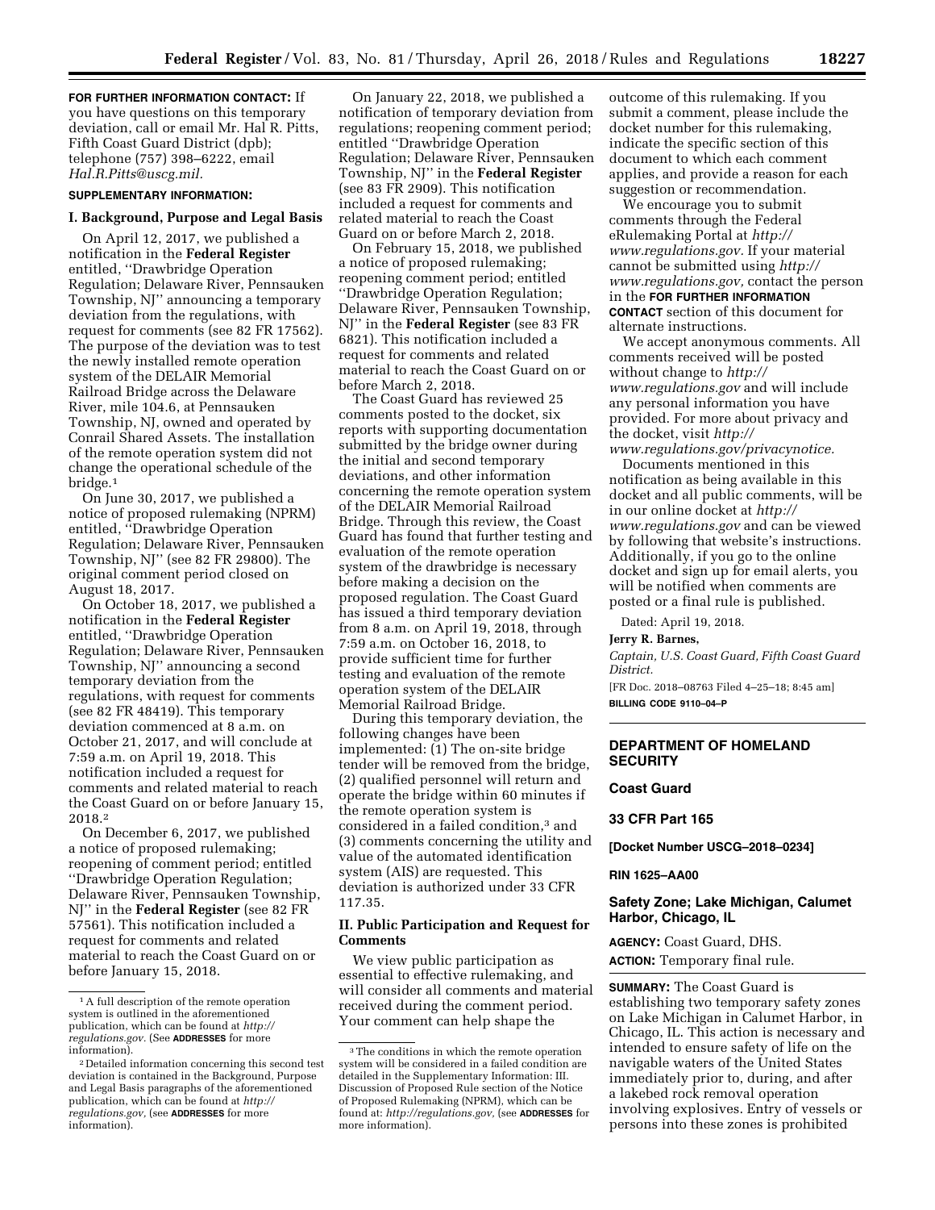**FOR FURTHER INFORMATION CONTACT:** If you have questions on this temporary deviation, call or email Mr. Hal R. Pitts, Fifth Coast Guard District (dpb); telephone (757) 398–6222, email *Hal.R.Pitts@uscg.mil.*

**SUPPLEMENTARY INFORMATION:**

**I. Background, Purpose and Legal Basis**

On April 12, 2017, we published a notification in the **Federal Register** entitled, ''Drawbridge Operation Regulation; Delaware River, Pennsauken Township, NJ'' announcing a temporary deviation from the regulations, with request for comments (see 82 FR 17562). The purpose of the deviation was to test the newly installed remote operation system of the DELAIR Memorial Railroad Bridge across the Delaware River, mile 104.6, at Pennsauken Township, NJ, owned and operated by Conrail Shared Assets. The installation of the remote operation system did not change the operational schedule of the bridge.[1]

On June 30, 2017, we published a notice of proposed rulemaking (NPRM) entitled, ''Drawbridge Operation Regulation; Delaware River, Pennsauken Township, NJ'' (see 82 FR 29800). The original comment period closed on August 18, 2017.

On October 18, 2017, we published a notification in the **Federal Register** entitled, ''Drawbridge Operation Regulation; Delaware River, Pennsauken Township, NJ'' announcing a second temporary deviation from the regulations, with request for comments (see 82 FR 48419). This temporary deviation commenced at 8 a.m. on October 21, 2017, and will conclude at 7:59 a.m. on April 19, 2018. This notification included a request for comments and related material to reach the Coast Guard on or before January 15, 2018.[2]

On December 6, 2017, we published a notice of proposed rulemaking; reopening of comment period; entitled ''Drawbridge Operation Regulation; Delaware River, Pennsauken Township, NJ'' in the **Federal Register** (see 82 FR 57561). This notification included a request for comments and related material to reach the Coast Guard on or before January 15, 2018.

On January 22, 2018, we published a notification of temporary deviation from regulations; reopening comment period; entitled ''Drawbridge Operation Regulation; Delaware River, Pennsauken Township, NJ'' in the **Federal Register** (see 83 FR 2909). This notification included a request for comments and related material to reach the Coast Guard on or before March 2, 2018.

On February 15, 2018, we published a notice of proposed rulemaking; reopening comment period; entitled ''Drawbridge Operation Regulation; Delaware River, Pennsauken Township, NJ'' in the **Federal Register** (see 83 FR 6821). This notification included a request for comments and related material to reach the Coast Guard on or before March 2, 2018.

The Coast Guard has reviewed 25 comments posted to the docket, six reports with supporting documentation submitted by the bridge owner during the initial and second temporary deviations, and other information concerning the remote operation system of the DELAIR Memorial Railroad Bridge. Through this review, the Coast Guard has found that further testing and evaluation of the remote operation system of the drawbridge is necessary before making a decision on the proposed regulation. The Coast Guard has issued a third temporary deviation from 8 a.m. on April 19, 2018, through 7:59 a.m. on October 16, 2018, to provide sufficient time for further testing and evaluation of the remote operation system of the DELAIR Memorial Railroad Bridge.

During this temporary deviation, the following changes have been implemented: (1) The on-site bridge tender will be removed from the bridge, (2) qualified personnel will return and operate the bridge within 60 minutes if the remote operation system is considered in a failed condition,[3] and (3) comments concerning the utility and value of the automated identification system (AIS) are requested. This deviation is authorized under 33 CFR 117.35.

**II. Public Participation and Request for Comments**

We view public participation as essential to effective rulemaking, and will consider all comments and material received during the comment period. Your comment can help shape the outcome of this rulemaking. If you submit a comment, please include the docket number for this rulemaking, indicate the specific section of this document to which each comment applies, and provide a reason for each suggestion or recommendation.

We encourage you to submit comments through the Federal eRulemaking Portal at *http://www.regulations.gov.* If your material cannot be submitted using *http://www.regulations.gov,* contact the person in the **FOR FURTHER INFORMATION CONTACT** section of this document for alternate instructions.

We accept anonymous comments. All comments received will be posted without change to *http://www.regulations.gov* and will include any personal information you have provided. For more about privacy and the docket, visit *http://www.regulations.gov/privacynotice.*

Documents mentioned in this notification as being available in this docket and all public comments, will be in our online docket at *http://www.regulations.gov* and can be viewed by following that website's instructions. Additionally, if you go to the online docket and sign up for email alerts, you will be notified when comments are posted or a final rule is published.

Dated: April 19, 2018.

**Jerry R. Barnes,**

*Captain, U.S. Coast Guard, Fifth Coast Guard District.*

[FR Doc. 2018–08763 Filed 4–25–18; 8:45 am]

**BILLING CODE 9110–04–P**

[1] A full description of the remote operation system is outlined in the aforementioned publication, which can be found at *http://regulations.gov.* (See **ADDRESSES** for more information).

[2] Detailed information concerning this second test deviation is contained in the Background, Purpose and Legal Basis paragraphs of the aforementioned publication, which can be found at *http://regulations.gov,* (see **ADDRESSES** for more information).

[3] The conditions in which the remote operation system will be considered in a failed condition are detailed in the Supplementary Information: III. Discussion of Proposed Rule section of the Notice of Proposed Rulemaking (NPRM), which can be found at: *http://regulations.gov,* (see **ADDRESSES** for more information).

---

**DEPARTMENT OF HOMELAND SECURITY**

**Coast Guard**

**33 CFR Part 165**

**[Docket Number USCG–2018–0234]**

**RIN 1625–AA00**

## Safety Zone; Lake Michigan, Calumet Harbor, Chicago, IL

**AGENCY:** Coast Guard, DHS.

**ACTION:** Temporary final rule.

**SUMMARY:** The Coast Guard is establishing two temporary safety zones on Lake Michigan in Calumet Harbor, in Chicago, IL. This action is necessary and intended to ensure safety of life on the navigable waters of the United States immediately prior to, during, and after a lakebed rock removal operation involving explosives. Entry of vessels or persons into these zones is prohibited